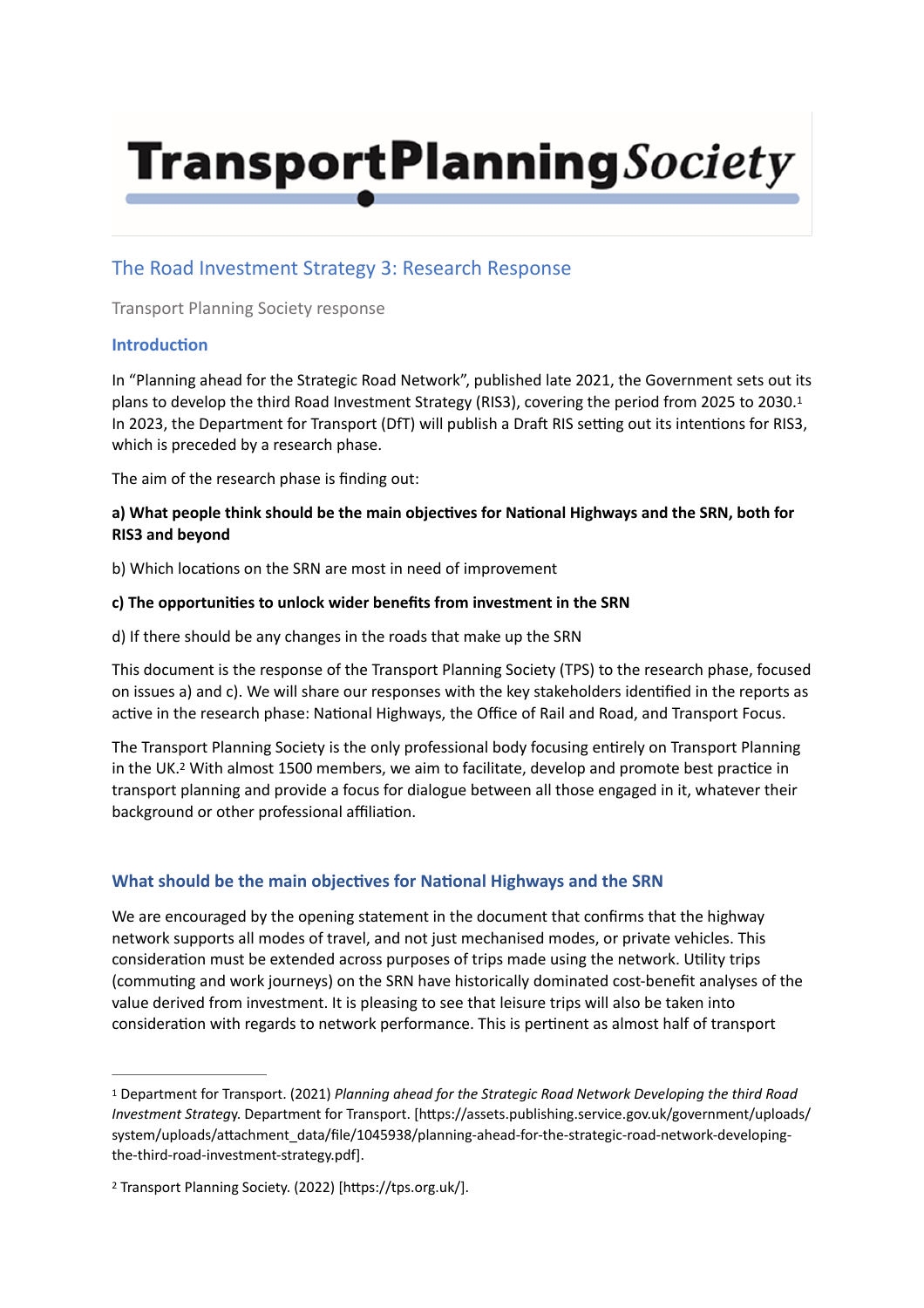# TransportPlanningSociety

## The Road Investment Strategy 3: Research Response

Transport Planning Society response

### Introduction

In "Planning ahead for the Strategic Road Network", published late 2021, the Government sets out its plans to develop the third Road Investment Strategy (RIS3), covering the period from 2025 to 2030.[1] In 2023, the Department for Transport (DfT) will publish a Draft RIS setting out its intentions for RIS3, which is preceded by a research phase.

The aim of the research phase is finding out:

**a) What people think should be the main objectives for National Highways and the SRN, both for RIS3 and beyond**

b) Which locations on the SRN are most in need of improvement

**c) The opportunities to unlock wider benefits from investment in the SRN**

d) If there should be any changes in the roads that make up the SRN

This document is the response of the Transport Planning Society (TPS) to the research phase, focused on issues a) and c). We will share our responses with the key stakeholders identified in the reports as active in the research phase: National Highways, the Office of Rail and Road, and Transport Focus.

The Transport Planning Society is the only professional body focusing entirely on Transport Planning in the UK.[2] With almost 1500 members, we aim to facilitate, develop and promote best practice in transport planning and provide a focus for dialogue between all those engaged in it, whatever their background or other professional affiliation.

### What should be the main objectives for National Highways and the SRN

We are encouraged by the opening statement in the document that confirms that the highway network supports all modes of travel, and not just mechanised modes, or private vehicles. This consideration must be extended across purposes of trips made using the network. Utility trips (commuting and work journeys) on the SRN have historically dominated cost-benefit analyses of the value derived from investment. It is pleasing to see that leisure trips will also be taken into consideration with regards to network performance. This is pertinent as almost half of transport

---

[1] Department for Transport. (2021) *Planning ahead for the Strategic Road Network Developing the third Road Investment Strategy*. Department for Transport. [https://assets.publishing.service.gov.uk/government/uploads/system/uploads/attachment_data/file/1045938/planning-ahead-for-the-strategic-road-network-developing-the-third-road-investment-strategy.pdf].

[2] Transport Planning Society. (2022) [https://tps.org.uk/].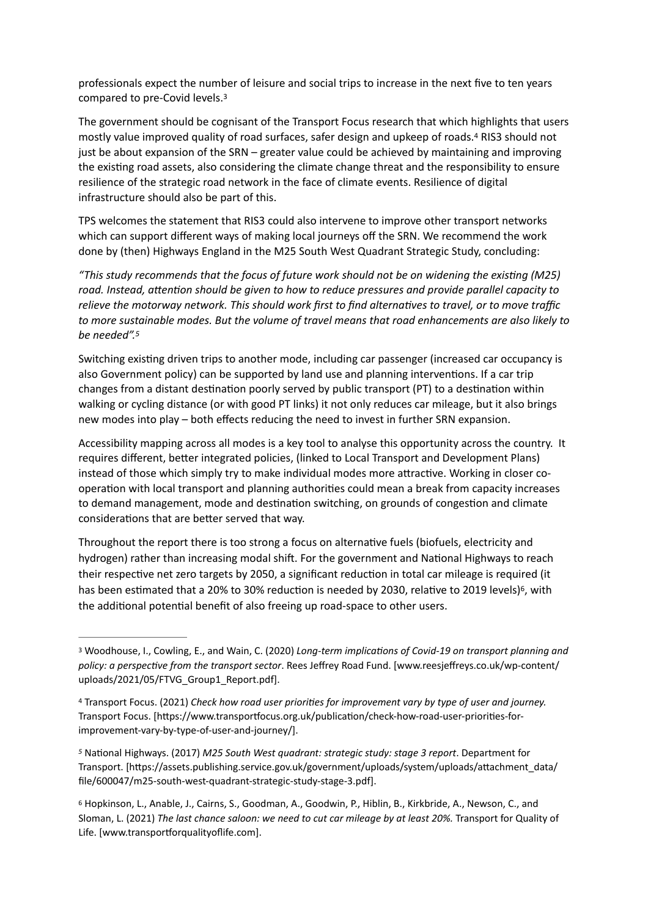professionals expect the number of leisure and social trips to increase in the next five to ten years compared to pre-Covid levels.[3]

The government should be cognisant of the Transport Focus research that which highlights that users mostly value improved quality of road surfaces, safer design and upkeep of roads.[4] RIS3 should not just be about expansion of the SRN – greater value could be achieved by maintaining and improving the existing road assets, also considering the climate change threat and the responsibility to ensure resilience of the strategic road network in the face of climate events. Resilience of digital infrastructure should also be part of this.

TPS welcomes the statement that RIS3 could also intervene to improve other transport networks which can support different ways of making local journeys off the SRN. We recommend the work done by (then) Highways England in the M25 South West Quadrant Strategic Study, concluding:

*"This study recommends that the focus of future work should not be on widening the existing (M25) road. Instead, attention should be given to how to reduce pressures and provide parallel capacity to relieve the motorway network. This should work first to find alternatives to travel, or to move traffic to more sustainable modes. But the volume of travel means that road enhancements are also likely to be needed".*[5]

Switching existing driven trips to another mode, including car passenger (increased car occupancy is also Government policy) can be supported by land use and planning interventions. If a car trip changes from a distant destination poorly served by public transport (PT) to a destination within walking or cycling distance (or with good PT links) it not only reduces car mileage, but it also brings new modes into play – both effects reducing the need to invest in further SRN expansion.

Accessibility mapping across all modes is a key tool to analyse this opportunity across the country. It requires different, better integrated policies, (linked to Local Transport and Development Plans) instead of those which simply try to make individual modes more attractive. Working in closer co-operation with local transport and planning authorities could mean a break from capacity increases to demand management, mode and destination switching, on grounds of congestion and climate considerations that are better served that way.

Throughout the report there is too strong a focus on alternative fuels (biofuels, electricity and hydrogen) rather than increasing modal shift. For the government and National Highways to reach their respective net zero targets by 2050, a significant reduction in total car mileage is required (it has been estimated that a 20% to 30% reduction is needed by 2030, relative to 2019 levels)[6], with the additional potential benefit of also freeing up road-space to other users.

---

[3] Woodhouse, I., Cowling, E., and Wain, C. (2020) *Long-term implications of Covid-19 on transport planning and policy: a perspective from the transport sector*. Rees Jeffrey Road Fund. [www.reesjeffreys.co.uk/wp-content/uploads/2021/05/FTVG_Group1_Report.pdf].

[4] Transport Focus. (2021) *Check how road user priorities for improvement vary by type of user and journey.* Transport Focus. [https://www.transportfocus.org.uk/publication/check-how-road-user-priorities-for-improvement-vary-by-type-of-user-and-journey/].

[5] National Highways. (2017) *M25 South West quadrant: strategic study: stage 3 report*. Department for Transport. [https://assets.publishing.service.gov.uk/government/uploads/system/uploads/attachment_data/file/600047/m25-south-west-quadrant-strategic-study-stage-3.pdf].

[6] Hopkinson, L., Anable, J., Cairns, S., Goodman, A., Goodwin, P., Hiblin, B., Kirkbride, A., Newson, C., and Sloman, L. (2021) *The last chance saloon: we need to cut car mileage by at least 20%.* Transport for Quality of Life. [www.transportforqualityoflife.com].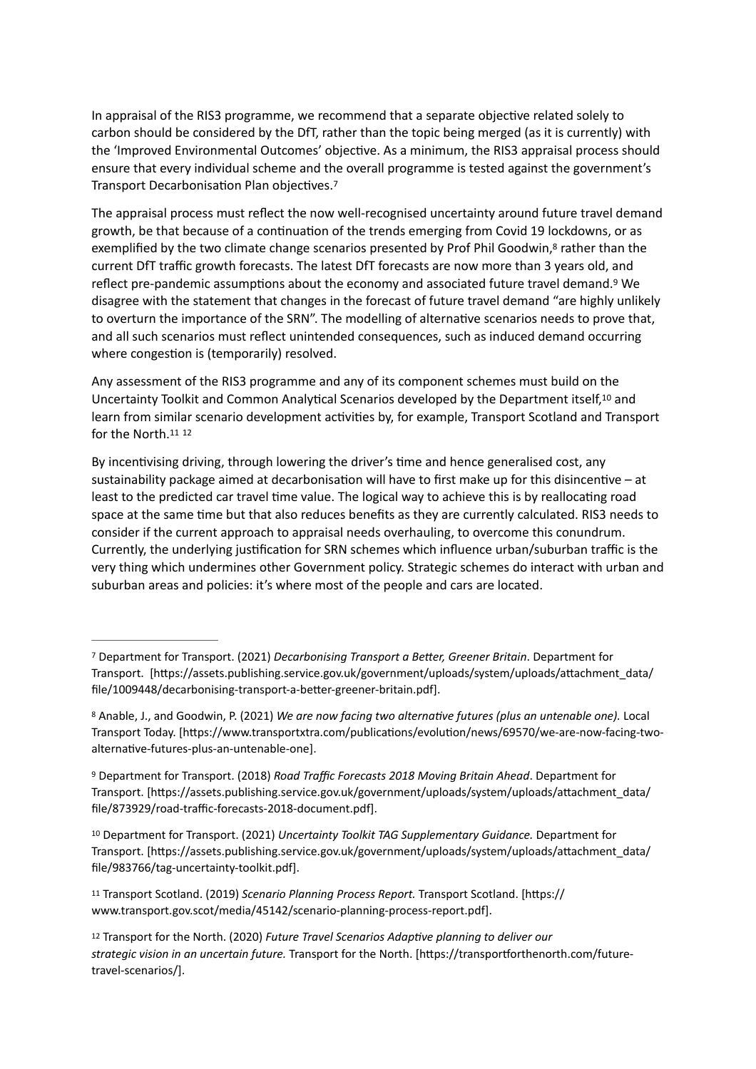In appraisal of the RIS3 programme, we recommend that a separate objective related solely to carbon should be considered by the DfT, rather than the topic being merged (as it is currently) with the 'Improved Environmental Outcomes' objective. As a minimum, the RIS3 appraisal process should ensure that every individual scheme and the overall programme is tested against the government's Transport Decarbonisation Plan objectives.[7]

The appraisal process must reflect the now well-recognised uncertainty around future travel demand growth, be that because of a continuation of the trends emerging from Covid 19 lockdowns, or as exemplified by the two climate change scenarios presented by Prof Phil Goodwin,[8] rather than the current DfT traffic growth forecasts. The latest DfT forecasts are now more than 3 years old, and reflect pre-pandemic assumptions about the economy and associated future travel demand.[9] We disagree with the statement that changes in the forecast of future travel demand "are highly unlikely to overturn the importance of the SRN". The modelling of alternative scenarios needs to prove that, and all such scenarios must reflect unintended consequences, such as induced demand occurring where congestion is (temporarily) resolved.

Any assessment of the RIS3 programme and any of its component schemes must build on the Uncertainty Toolkit and Common Analytical Scenarios developed by the Department itself,[10] and learn from similar scenario development activities by, for example, Transport Scotland and Transport for the North.[11] [12]

By incentivising driving, through lowering the driver's time and hence generalised cost, any sustainability package aimed at decarbonisation will have to first make up for this disincentive – at least to the predicted car travel time value. The logical way to achieve this is by reallocating road space at the same time but that also reduces benefits as they are currently calculated. RIS3 needs to consider if the current approach to appraisal needs overhauling, to overcome this conundrum. Currently, the underlying justification for SRN schemes which influence urban/suburban traffic is the very thing which undermines other Government policy. Strategic schemes do interact with urban and suburban areas and policies: it's where most of the people and cars are located.

---

[7] Department for Transport. (2021) *Decarbonising Transport a Better, Greener Britain*. Department for Transport. [https://assets.publishing.service.gov.uk/government/uploads/system/uploads/attachment_data/file/1009448/decarbonising-transport-a-better-greener-britain.pdf].

[8] Anable, J., and Goodwin, P. (2021) *We are now facing two alternative futures (plus an untenable one).* Local Transport Today. [https://www.transportxtra.com/publications/evolution/news/69570/we-are-now-facing-two-alternative-futures-plus-an-untenable-one].

[9] Department for Transport. (2018) *Road Traffic Forecasts 2018 Moving Britain Ahead*. Department for Transport. [https://assets.publishing.service.gov.uk/government/uploads/system/uploads/attachment_data/file/873929/road-traffic-forecasts-2018-document.pdf].

[10] Department for Transport. (2021) *Uncertainty Toolkit TAG Supplementary Guidance.* Department for Transport. [https://assets.publishing.service.gov.uk/government/uploads/system/uploads/attachment_data/file/983766/tag-uncertainty-toolkit.pdf].

[11] Transport Scotland. (2019) *Scenario Planning Process Report.* Transport Scotland. [https://www.transport.gov.scot/media/45142/scenario-planning-process-report.pdf].

[12] Transport for the North. (2020) *Future Travel Scenarios Adaptive planning to deliver our strategic vision in an uncertain future.* Transport for the North. [https://transportforthenorth.com/future-travel-scenarios/].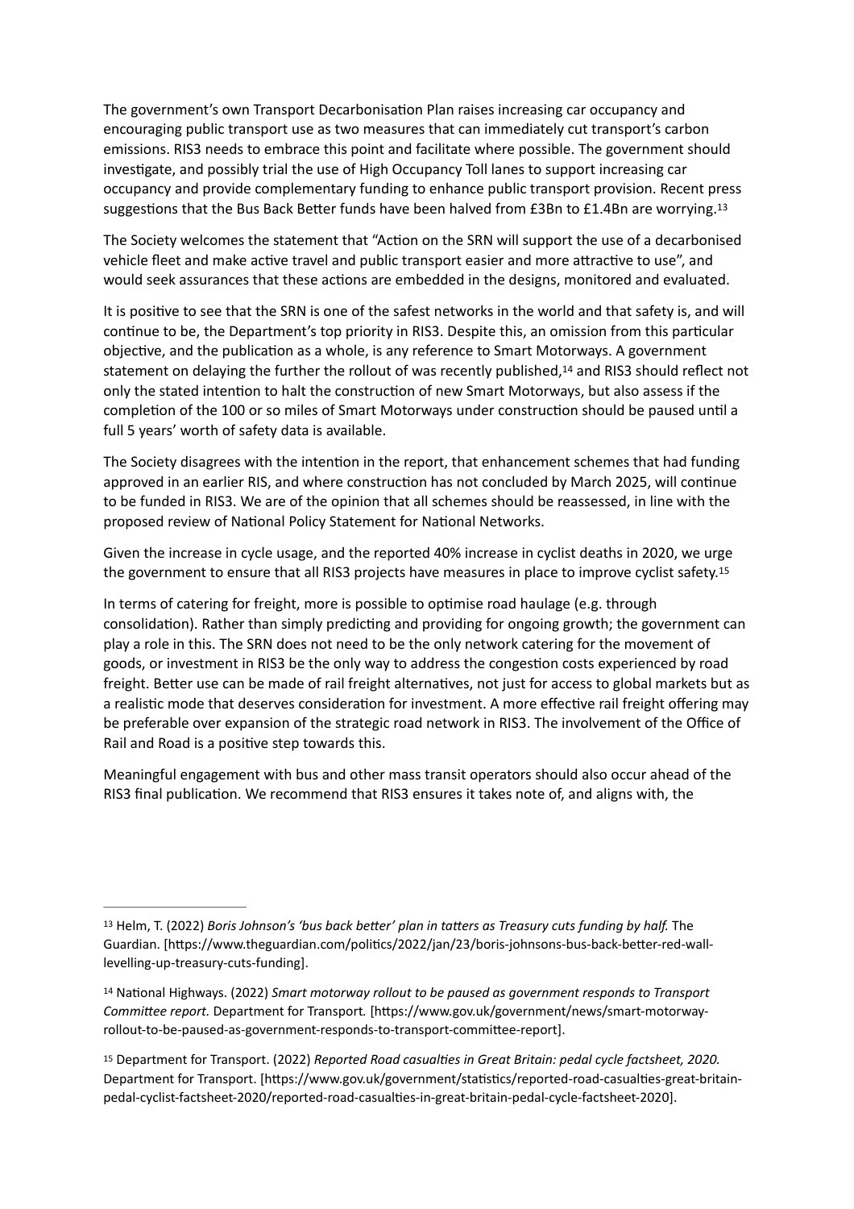The government's own Transport Decarbonisation Plan raises increasing car occupancy and encouraging public transport use as two measures that can immediately cut transport's carbon emissions. RIS3 needs to embrace this point and facilitate where possible. The government should investigate, and possibly trial the use of High Occupancy Toll lanes to support increasing car occupancy and provide complementary funding to enhance public transport provision. Recent press suggestions that the Bus Back Better funds have been halved from £3Bn to £1.4Bn are worrying.[13]

The Society welcomes the statement that "Action on the SRN will support the use of a decarbonised vehicle fleet and make active travel and public transport easier and more attractive to use", and would seek assurances that these actions are embedded in the designs, monitored and evaluated.

It is positive to see that the SRN is one of the safest networks in the world and that safety is, and will continue to be, the Department's top priority in RIS3. Despite this, an omission from this particular objective, and the publication as a whole, is any reference to Smart Motorways. A government statement on delaying the further the rollout of was recently published,[14] and RIS3 should reflect not only the stated intention to halt the construction of new Smart Motorways, but also assess if the completion of the 100 or so miles of Smart Motorways under construction should be paused until a full 5 years' worth of safety data is available.

The Society disagrees with the intention in the report, that enhancement schemes that had funding approved in an earlier RIS, and where construction has not concluded by March 2025, will continue to be funded in RIS3. We are of the opinion that all schemes should be reassessed, in line with the proposed review of National Policy Statement for National Networks.

Given the increase in cycle usage, and the reported 40% increase in cyclist deaths in 2020, we urge the government to ensure that all RIS3 projects have measures in place to improve cyclist safety.[15]

In terms of catering for freight, more is possible to optimise road haulage (e.g. through consolidation). Rather than simply predicting and providing for ongoing growth; the government can play a role in this. The SRN does not need to be the only network catering for the movement of goods, or investment in RIS3 be the only way to address the congestion costs experienced by road freight. Better use can be made of rail freight alternatives, not just for access to global markets but as a realistic mode that deserves consideration for investment. A more effective rail freight offering may be preferable over expansion of the strategic road network in RIS3. The involvement of the Office of Rail and Road is a positive step towards this.

Meaningful engagement with bus and other mass transit operators should also occur ahead of the RIS3 final publication. We recommend that RIS3 ensures it takes note of, and aligns with, the

---

[13] Helm, T. (2022) *Boris Johnson's 'bus back better' plan in tatters as Treasury cuts funding by half.* The Guardian. [https://www.theguardian.com/politics/2022/jan/23/boris-johnsons-bus-back-better-red-wall-levelling-up-treasury-cuts-funding].

[14] National Highways. (2022) *Smart motorway rollout to be paused as government responds to Transport Committee report.* Department for Transport. [https://www.gov.uk/government/news/smart-motorway-rollout-to-be-paused-as-government-responds-to-transport-committee-report].

[15] Department for Transport. (2022) *Reported Road casualties in Great Britain: pedal cycle factsheet, 2020.* Department for Transport. [https://www.gov.uk/government/statistics/reported-road-casualties-great-britain-pedal-cyclist-factsheet-2020/reported-road-casualties-in-great-britain-pedal-cycle-factsheet-2020].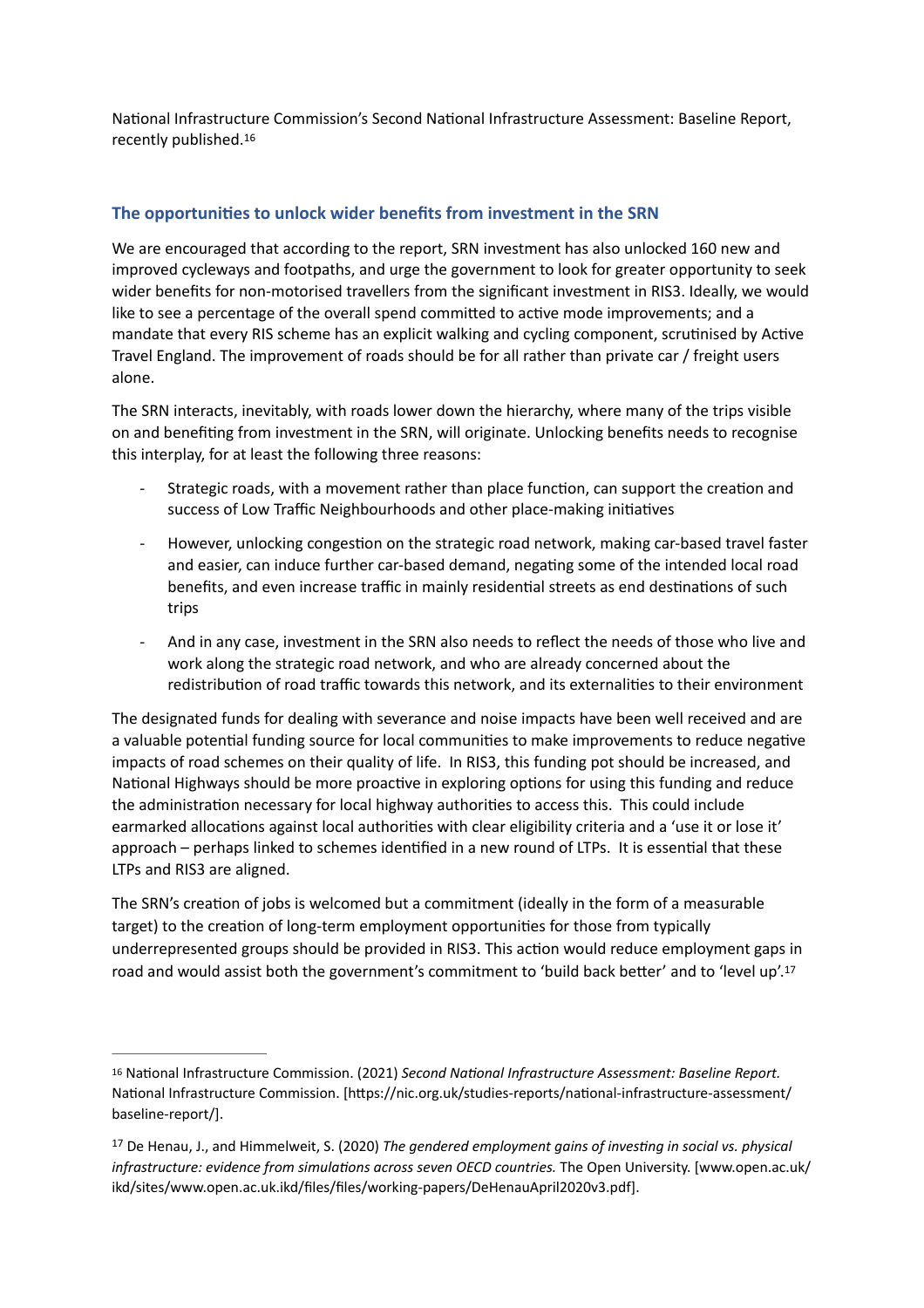National Infrastructure Commission's Second National Infrastructure Assessment: Baseline Report, recently published.[16]

## The opportunities to unlock wider benefits from investment in the SRN

We are encouraged that according to the report, SRN investment has also unlocked 160 new and improved cycleways and footpaths, and urge the government to look for greater opportunity to seek wider benefits for non-motorised travellers from the significant investment in RIS3. Ideally, we would like to see a percentage of the overall spend committed to active mode improvements; and a mandate that every RIS scheme has an explicit walking and cycling component, scrutinised by Active Travel England. The improvement of roads should be for all rather than private car / freight users alone.

The SRN interacts, inevitably, with roads lower down the hierarchy, where many of the trips visible on and benefiting from investment in the SRN, will originate. Unlocking benefits needs to recognise this interplay, for at least the following three reasons:

- Strategic roads, with a movement rather than place function, can support the creation and success of Low Traffic Neighbourhoods and other place-making initiatives
- However, unlocking congestion on the strategic road network, making car-based travel faster and easier, can induce further car-based demand, negating some of the intended local road benefits, and even increase traffic in mainly residential streets as end destinations of such trips
- And in any case, investment in the SRN also needs to reflect the needs of those who live and work along the strategic road network, and who are already concerned about the redistribution of road traffic towards this network, and its externalities to their environment

The designated funds for dealing with severance and noise impacts have been well received and are a valuable potential funding source for local communities to make improvements to reduce negative impacts of road schemes on their quality of life. In RIS3, this funding pot should be increased, and National Highways should be more proactive in exploring options for using this funding and reduce the administration necessary for local highway authorities to access this. This could include earmarked allocations against local authorities with clear eligibility criteria and a 'use it or lose it' approach – perhaps linked to schemes identified in a new round of LTPs. It is essential that these LTPs and RIS3 are aligned.

The SRN's creation of jobs is welcomed but a commitment (ideally in the form of a measurable target) to the creation of long-term employment opportunities for those from typically underrepresented groups should be provided in RIS3. This action would reduce employment gaps in road and would assist both the government's commitment to 'build back better' and to 'level up'.[17]

---

[16] National Infrastructure Commission. (2021) *Second National Infrastructure Assessment: Baseline Report.* National Infrastructure Commission. [https://nic.org.uk/studies-reports/national-infrastructure-assessment/baseline-report/].

[17] De Henau, J., and Himmelweit, S. (2020) *The gendered employment gains of investing in social vs. physical infrastructure: evidence from simulations across seven OECD countries.* The Open University. [www.open.ac.uk/ikd/sites/www.open.ac.uk.ikd/files/files/working-papers/DeHenauApril2020v3.pdf].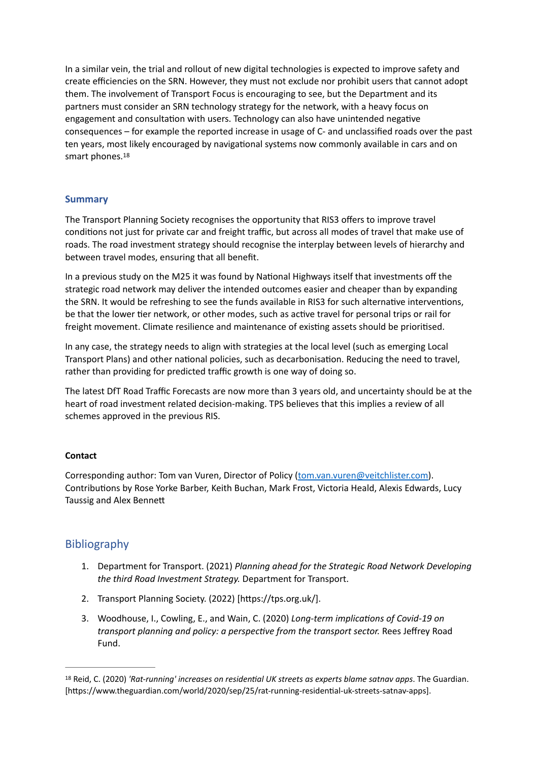In a similar vein, the trial and rollout of new digital technologies is expected to improve safety and create efficiencies on the SRN. However, they must not exclude nor prohibit users that cannot adopt them. The involvement of Transport Focus is encouraging to see, but the Department and its partners must consider an SRN technology strategy for the network, with a heavy focus on engagement and consultation with users. Technology can also have unintended negative consequences – for example the reported increase in usage of C- and unclassified roads over the past ten years, most likely encouraged by navigational systems now commonly available in cars and on smart phones.[18]

### Summary

The Transport Planning Society recognises the opportunity that RIS3 offers to improve travel conditions not just for private car and freight traffic, but across all modes of travel that make use of roads. The road investment strategy should recognise the interplay between levels of hierarchy and between travel modes, ensuring that all benefit.

In a previous study on the M25 it was found by National Highways itself that investments off the strategic road network may deliver the intended outcomes easier and cheaper than by expanding the SRN. It would be refreshing to see the funds available in RIS3 for such alternative interventions, be that the lower tier network, or other modes, such as active travel for personal trips or rail for freight movement. Climate resilience and maintenance of existing assets should be prioritised.

In any case, the strategy needs to align with strategies at the local level (such as emerging Local Transport Plans) and other national policies, such as decarbonisation. Reducing the need to travel, rather than providing for predicted traffic growth is one way of doing so.

The latest DfT Road Traffic Forecasts are now more than 3 years old, and uncertainty should be at the heart of road investment related decision-making. TPS believes that this implies a review of all schemes approved in the previous RIS.

**Contact**

Corresponding author: Tom van Vuren, Director of Policy (tom.van.vuren@veitchlister.com). Contributions by Rose Yorke Barber, Keith Buchan, Mark Frost, Victoria Heald, Alexis Edwards, Lucy Taussig and Alex Bennett

## Bibliography

1. Department for Transport. (2021) *Planning ahead for the Strategic Road Network Developing the third Road Investment Strategy.* Department for Transport.
2. Transport Planning Society. (2022) [https://tps.org.uk/].
3. Woodhouse, I., Cowling, E., and Wain, C. (2020) *Long-term implications of Covid-19 on transport planning and policy: a perspective from the transport sector.* Rees Jeffrey Road Fund.

---

[18] Reid, C. (2020) *'Rat-running' increases on residential UK streets as experts blame satnav apps*. The Guardian. [https://www.theguardian.com/world/2020/sep/25/rat-running-residential-uk-streets-satnav-apps].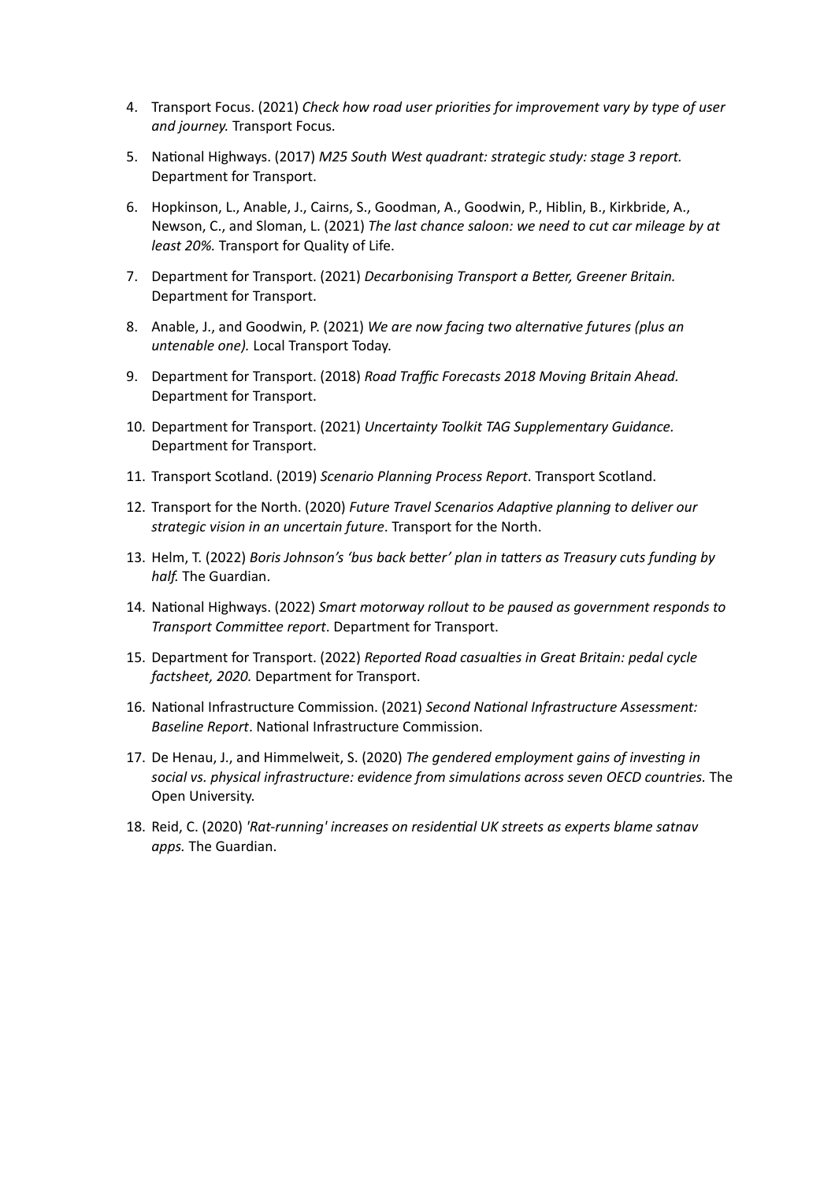4. Transport Focus. (2021) *Check how road user priorities for improvement vary by type of user and journey.* Transport Focus.

5. National Highways. (2017) *M25 South West quadrant: strategic study: stage 3 report.* Department for Transport.

6. Hopkinson, L., Anable, J., Cairns, S., Goodman, A., Goodwin, P., Hiblin, B., Kirkbride, A., Newson, C., and Sloman, L. (2021) *The last chance saloon: we need to cut car mileage by at least 20%.* Transport for Quality of Life.

7. Department for Transport. (2021) *Decarbonising Transport a Better, Greener Britain.* Department for Transport.

8. Anable, J., and Goodwin, P. (2021) *We are now facing two alternative futures (plus an untenable one).* Local Transport Today.

9. Department for Transport. (2018) *Road Traffic Forecasts 2018 Moving Britain Ahead.* Department for Transport.

10. Department for Transport. (2021) *Uncertainty Toolkit TAG Supplementary Guidance.* Department for Transport.

11. Transport Scotland. (2019) *Scenario Planning Process Report*. Transport Scotland.

12. Transport for the North. (2020) *Future Travel Scenarios Adaptive planning to deliver our strategic vision in an uncertain future*. Transport for the North.

13. Helm, T. (2022) *Boris Johnson's 'bus back better' plan in tatters as Treasury cuts funding by half.* The Guardian.

14. National Highways. (2022) *Smart motorway rollout to be paused as government responds to Transport Committee report*. Department for Transport.

15. Department for Transport. (2022) *Reported Road casualties in Great Britain: pedal cycle factsheet, 2020.* Department for Transport.

16. National Infrastructure Commission. (2021) *Second National Infrastructure Assessment: Baseline Report*. National Infrastructure Commission.

17. De Henau, J., and Himmelweit, S. (2020) *The gendered employment gains of investing in social vs. physical infrastructure: evidence from simulations across seven OECD countries.* The Open University.

18. Reid, C. (2020) *'Rat-running' increases on residential UK streets as experts blame satnav apps.* The Guardian.